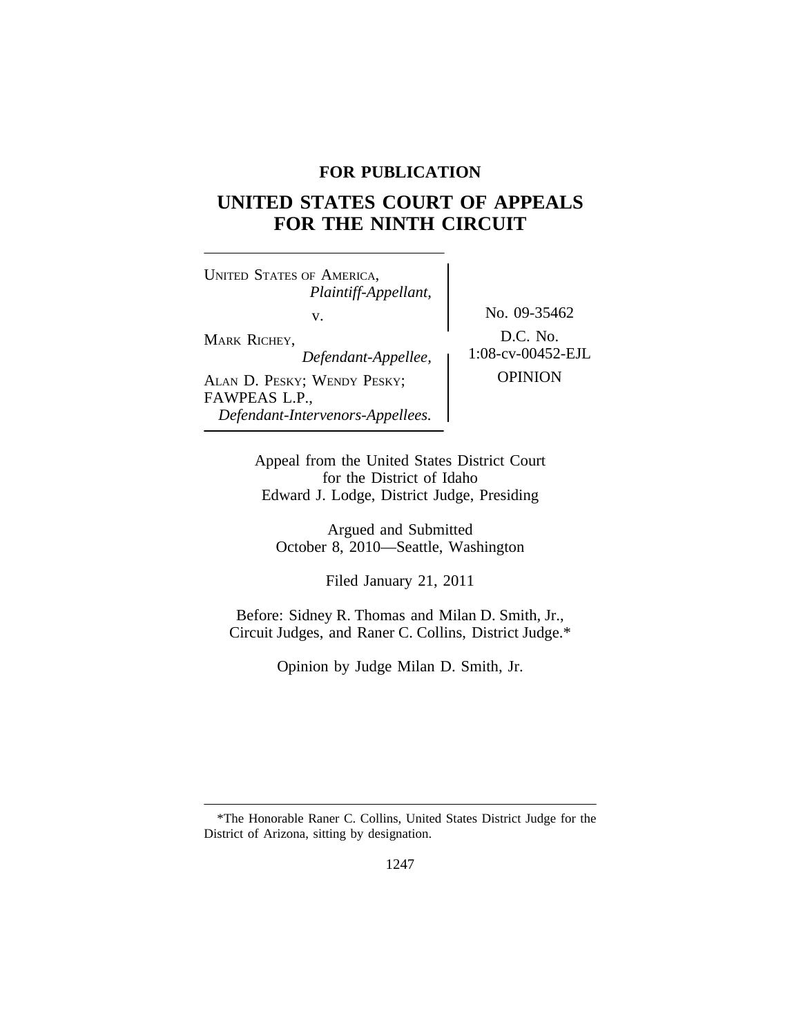**FOR PUBLICATION**

# UNITED STATES COURT OF APPEALS FOR THE NINTH CIRCUIT

UNITED STATES OF AMERICA,
*Plaintiff-Appellant,*

v.

MARK RICHEY,
*Defendant-Appellee,*

ALAN D. PESKY; WENDY PESKY; FAWPEAS L.P.,
*Defendant-Intervenors-Appellees.*

No. 09-35462

D.C. No. 1:08-cv-00452-EJL

OPINION

Appeal from the United States District Court for the District of Idaho
Edward J. Lodge, District Judge, Presiding

Argued and Submitted
October 8, 2010—Seattle, Washington

Filed January 21, 2011

Before: Sidney R. Thomas and Milan D. Smith, Jr., Circuit Judges, and Raner C. Collins, District Judge.*

Opinion by Judge Milan D. Smith, Jr.

---

*The Honorable Raner C. Collins, United States District Judge for the District of Arizona, sitting by designation.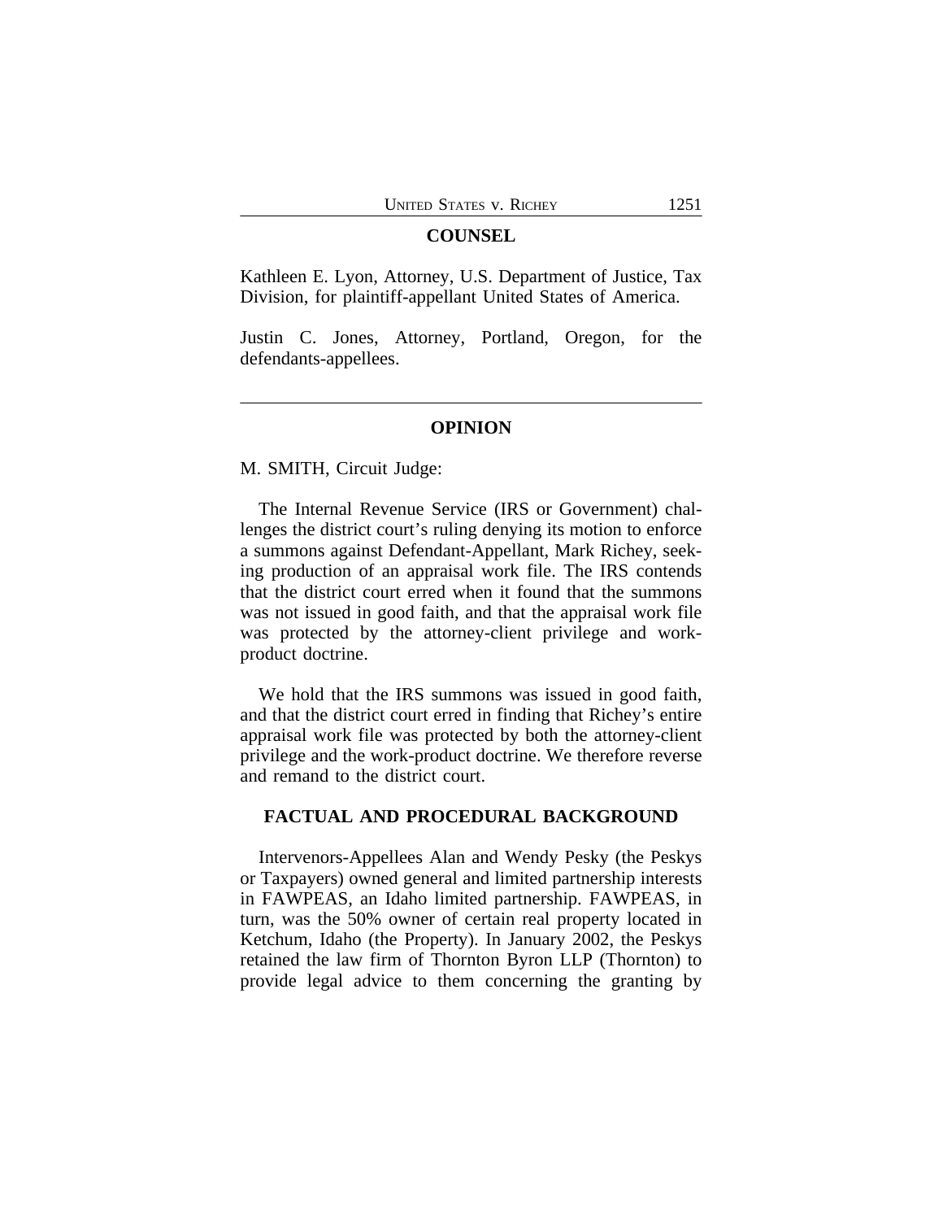## COUNSEL

Kathleen E. Lyon, Attorney, U.S. Department of Justice, Tax Division, for plaintiff-appellant United States of America.

Justin C. Jones, Attorney, Portland, Oregon, for the defendants-appellees.

---

## OPINION

M. SMITH, Circuit Judge:

The Internal Revenue Service (IRS or Government) challenges the district court's ruling denying its motion to enforce a summons against Defendant-Appellant, Mark Richey, seeking production of an appraisal work file. The IRS contends that the district court erred when it found that the summons was not issued in good faith, and that the appraisal work file was protected by the attorney-client privilege and work-product doctrine.

We hold that the IRS summons was issued in good faith, and that the district court erred in finding that Richey's entire appraisal work file was protected by both the attorney-client privilege and the work-product doctrine. We therefore reverse and remand to the district court.

## FACTUAL AND PROCEDURAL BACKGROUND

Intervenors-Appellees Alan and Wendy Pesky (the Peskys or Taxpayers) owned general and limited partnership interests in FAWPEAS, an Idaho limited partnership. FAWPEAS, in turn, was the 50% owner of certain real property located in Ketchum, Idaho (the Property). In January 2002, the Peskys retained the law firm of Thornton Byron LLP (Thornton) to provide legal advice to them concerning the granting by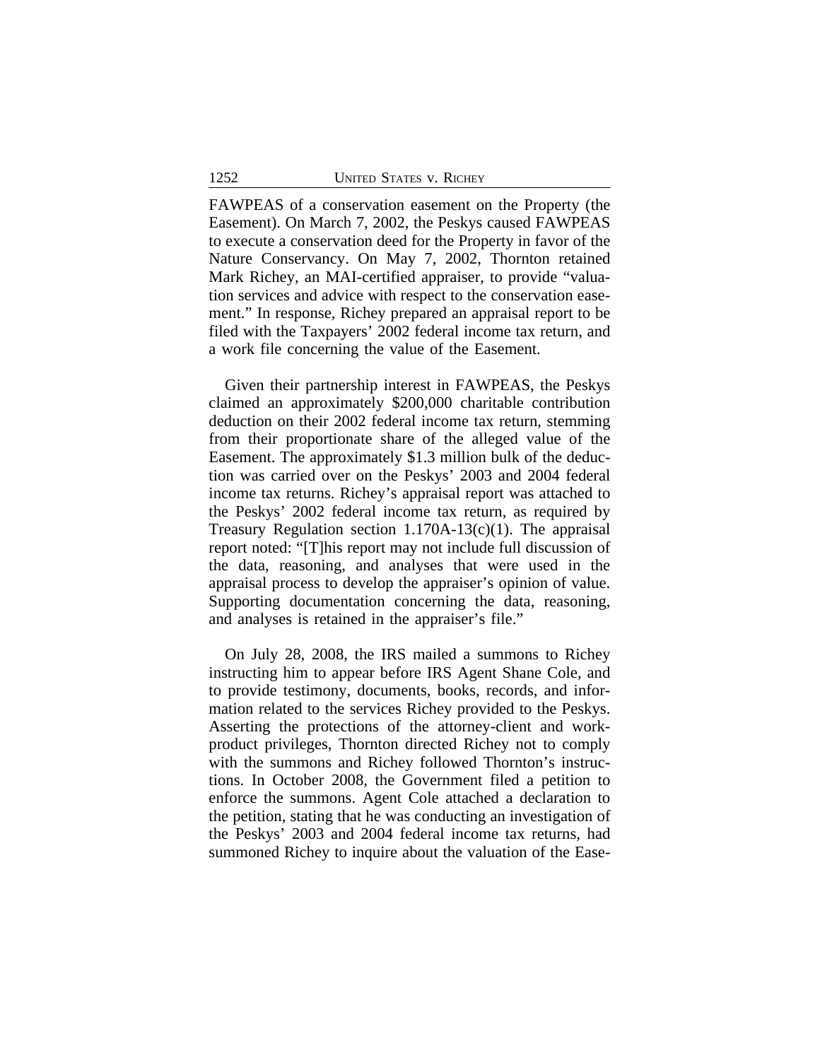FAWPEAS of a conservation easement on the Property (the Easement). On March 7, 2002, the Peskys caused FAWPEAS to execute a conservation deed for the Property in favor of the Nature Conservancy. On May 7, 2002, Thornton retained Mark Richey, an MAI-certified appraiser, to provide "valuation services and advice with respect to the conservation easement." In response, Richey prepared an appraisal report to be filed with the Taxpayers' 2002 federal income tax return, and a work file concerning the value of the Easement.

Given their partnership interest in FAWPEAS, the Peskys claimed an approximately $200,000 charitable contribution deduction on their 2002 federal income tax return, stemming from their proportionate share of the alleged value of the Easement. The approximately $1.3 million bulk of the deduction was carried over on the Peskys' 2003 and 2004 federal income tax returns. Richey's appraisal report was attached to the Peskys' 2002 federal income tax return, as required by Treasury Regulation section 1.170A-13(c)(1). The appraisal report noted: "[T]his report may not include full discussion of the data, reasoning, and analyses that were used in the appraisal process to develop the appraiser's opinion of value. Supporting documentation concerning the data, reasoning, and analyses is retained in the appraiser's file."

On July 28, 2008, the IRS mailed a summons to Richey instructing him to appear before IRS Agent Shane Cole, and to provide testimony, documents, books, records, and information related to the services Richey provided to the Peskys. Asserting the protections of the attorney-client and work-product privileges, Thornton directed Richey not to comply with the summons and Richey followed Thornton's instructions. In October 2008, the Government filed a petition to enforce the summons. Agent Cole attached a declaration to the petition, stating that he was conducting an investigation of the Peskys' 2003 and 2004 federal income tax returns, had summoned Richey to inquire about the valuation of the Ease-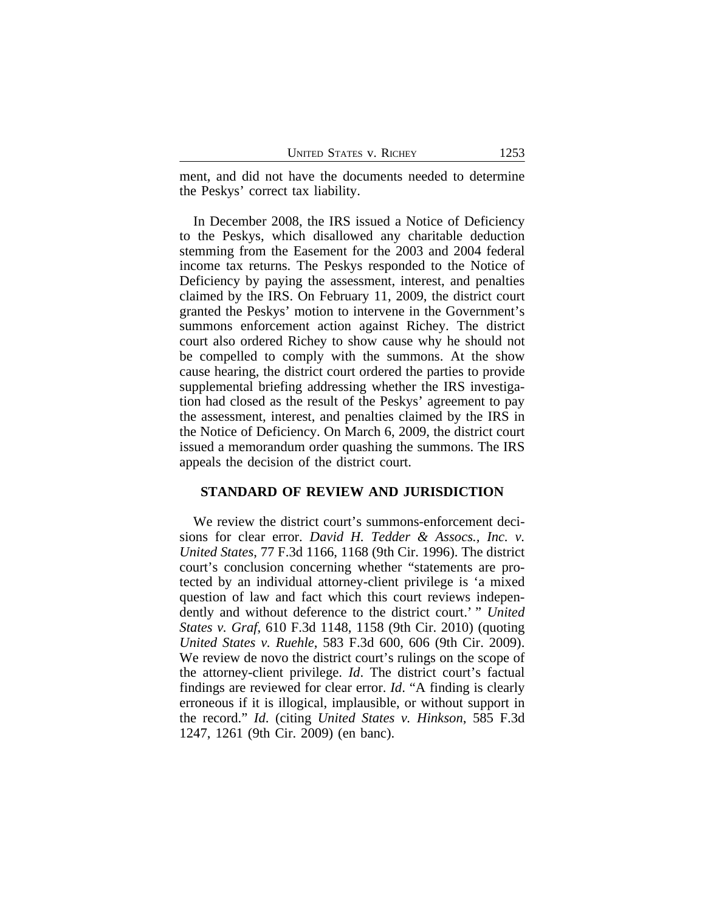ment, and did not have the documents needed to determine the Peskys' correct tax liability.

In December 2008, the IRS issued a Notice of Deficiency to the Peskys, which disallowed any charitable deduction stemming from the Easement for the 2003 and 2004 federal income tax returns. The Peskys responded to the Notice of Deficiency by paying the assessment, interest, and penalties claimed by the IRS. On February 11, 2009, the district court granted the Peskys' motion to intervene in the Government's summons enforcement action against Richey. The district court also ordered Richey to show cause why he should not be compelled to comply with the summons. At the show cause hearing, the district court ordered the parties to provide supplemental briefing addressing whether the IRS investigation had closed as the result of the Peskys' agreement to pay the assessment, interest, and penalties claimed by the IRS in the Notice of Deficiency. On March 6, 2009, the district court issued a memorandum order quashing the summons. The IRS appeals the decision of the district court.

## STANDARD OF REVIEW AND JURISDICTION

We review the district court's summons-enforcement decisions for clear error. *David H. Tedder & Assocs., Inc. v. United States*, 77 F.3d 1166, 1168 (9th Cir. 1996). The district court's conclusion concerning whether "statements are protected by an individual attorney-client privilege is 'a mixed question of law and fact which this court reviews independently and without deference to the district court.' " *United States v. Graf*, 610 F.3d 1148, 1158 (9th Cir. 2010) (quoting *United States v. Ruehle*, 583 F.3d 600, 606 (9th Cir. 2009). We review de novo the district court's rulings on the scope of the attorney-client privilege. *Id*. The district court's factual findings are reviewed for clear error. *Id*. "A finding is clearly erroneous if it is illogical, implausible, or without support in the record." *Id*. (citing *United States v. Hinkson*, 585 F.3d 1247, 1261 (9th Cir. 2009) (en banc).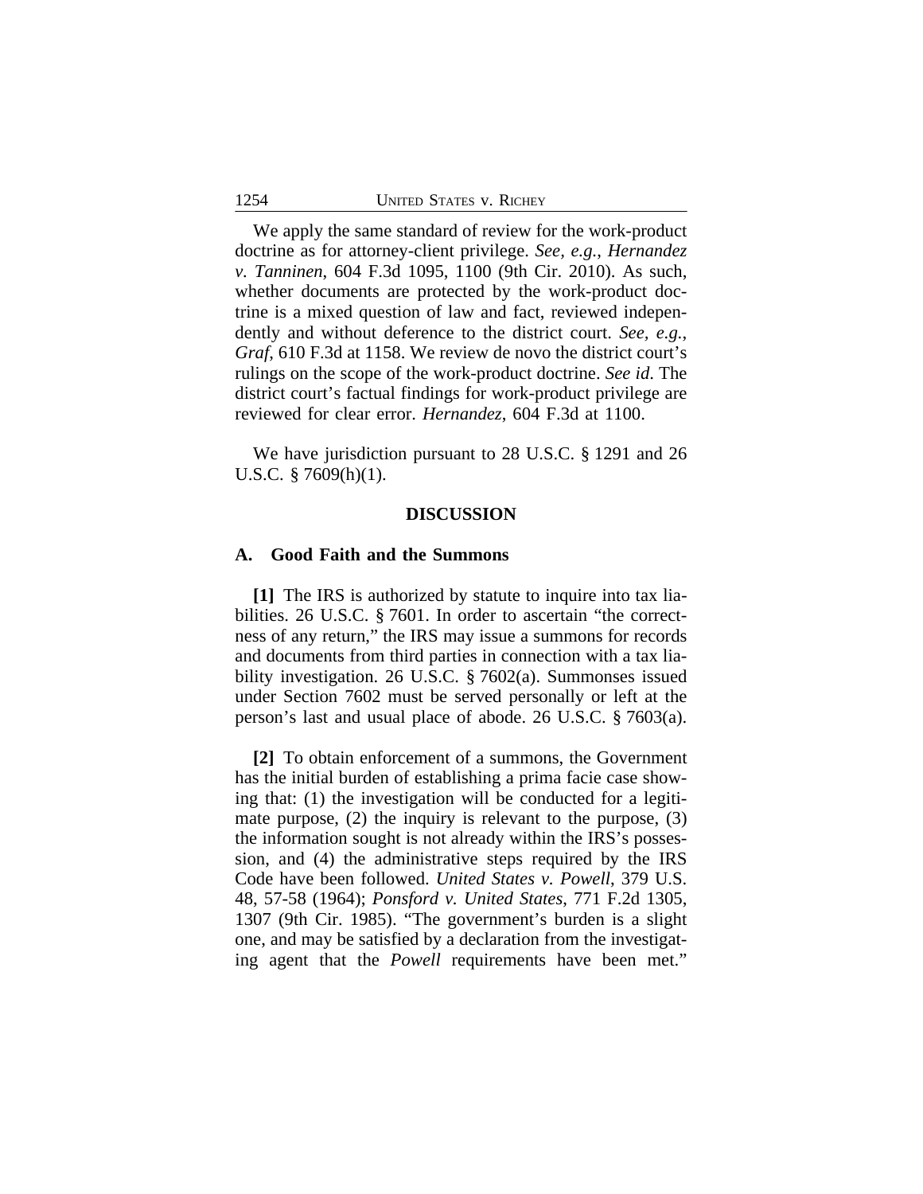We apply the same standard of review for the work-product doctrine as for attorney-client privilege. *See, e.g.*, *Hernandez v. Tanninen*, 604 F.3d 1095, 1100 (9th Cir. 2010). As such, whether documents are protected by the work-product doctrine is a mixed question of law and fact, reviewed independently and without deference to the district court. *See, e.g.*, *Graf*, 610 F.3d at 1158. We review de novo the district court's rulings on the scope of the work-product doctrine. *See id*. The district court's factual findings for work-product privilege are reviewed for clear error. *Hernandez*, 604 F.3d at 1100.

We have jurisdiction pursuant to 28 U.S.C. § 1291 and 26 U.S.C. § 7609(h)(1).

## DISCUSSION

### A. Good Faith and the Summons

**[1]** The IRS is authorized by statute to inquire into tax liabilities. 26 U.S.C. § 7601. In order to ascertain "the correctness of any return," the IRS may issue a summons for records and documents from third parties in connection with a tax liability investigation. 26 U.S.C. § 7602(a). Summonses issued under Section 7602 must be served personally or left at the person's last and usual place of abode. 26 U.S.C. § 7603(a).

**[2]** To obtain enforcement of a summons, the Government has the initial burden of establishing a prima facie case showing that: (1) the investigation will be conducted for a legitimate purpose, (2) the inquiry is relevant to the purpose, (3) the information sought is not already within the IRS's possession, and (4) the administrative steps required by the IRS Code have been followed. *United States v. Powell*, 379 U.S. 48, 57-58 (1964); *Ponsford v. United States*, 771 F.2d 1305, 1307 (9th Cir. 1985). "The government's burden is a slight one, and may be satisfied by a declaration from the investigating agent that the *Powell* requirements have been met."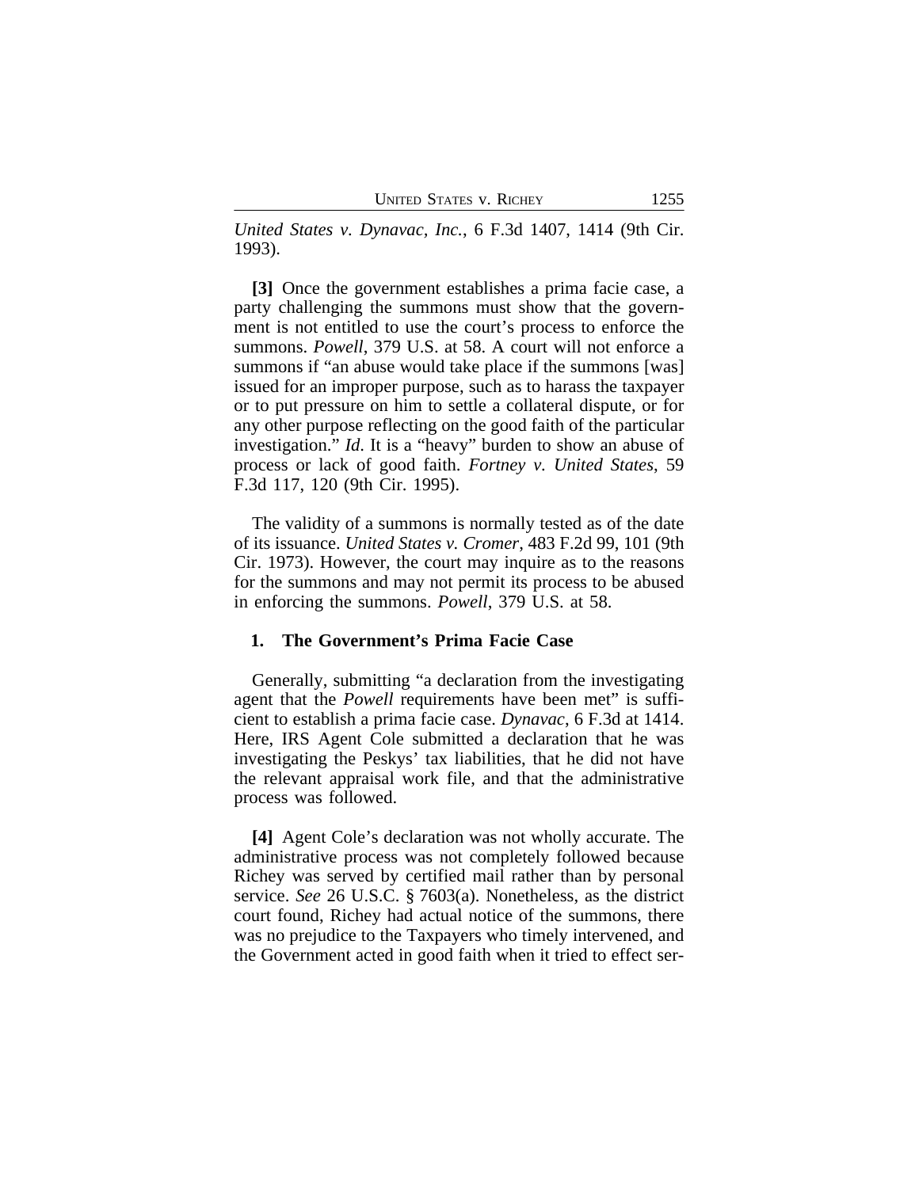*United States v. Dynavac, Inc.*, 6 F.3d 1407, 1414 (9th Cir. 1993).

**[3]** Once the government establishes a prima facie case, a party challenging the summons must show that the government is not entitled to use the court's process to enforce the summons. *Powell*, 379 U.S. at 58. A court will not enforce a summons if "an abuse would take place if the summons [was] issued for an improper purpose, such as to harass the taxpayer or to put pressure on him to settle a collateral dispute, or for any other purpose reflecting on the good faith of the particular investigation." *Id*. It is a "heavy" burden to show an abuse of process or lack of good faith. *Fortney v. United States*, 59 F.3d 117, 120 (9th Cir. 1995).

The validity of a summons is normally tested as of the date of its issuance. *United States v. Cromer*, 483 F.2d 99, 101 (9th Cir. 1973). However, the court may inquire as to the reasons for the summons and may not permit its process to be abused in enforcing the summons. *Powell*, 379 U.S. at 58.

### 1. The Government's Prima Facie Case

Generally, submitting "a declaration from the investigating agent that the *Powell* requirements have been met" is sufficient to establish a prima facie case. *Dynavac*, 6 F.3d at 1414. Here, IRS Agent Cole submitted a declaration that he was investigating the Peskys' tax liabilities, that he did not have the relevant appraisal work file, and that the administrative process was followed.

**[4]** Agent Cole's declaration was not wholly accurate. The administrative process was not completely followed because Richey was served by certified mail rather than by personal service. *See* 26 U.S.C. § 7603(a). Nonetheless, as the district court found, Richey had actual notice of the summons, there was no prejudice to the Taxpayers who timely intervened, and the Government acted in good faith when it tried to effect ser-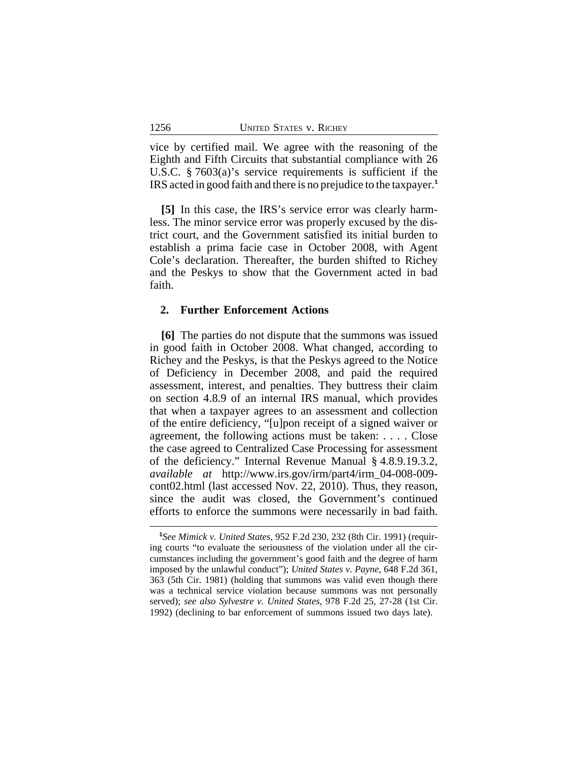vice by certified mail. We agree with the reasoning of the Eighth and Fifth Circuits that substantial compliance with 26 U.S.C. § 7603(a)'s service requirements is sufficient if the IRS acted in good faith and there is no prejudice to the taxpayer.[1]

**[5]** In this case, the IRS's service error was clearly harmless. The minor service error was properly excused by the district court, and the Government satisfied its initial burden to establish a prima facie case in October 2008, with Agent Cole's declaration. Thereafter, the burden shifted to Richey and the Peskys to show that the Government acted in bad faith.

### 2. Further Enforcement Actions

**[6]** The parties do not dispute that the summons was issued in good faith in October 2008. What changed, according to Richey and the Peskys, is that the Peskys agreed to the Notice of Deficiency in December 2008, and paid the required assessment, interest, and penalties. They buttress their claim on section 4.8.9 of an internal IRS manual, which provides that when a taxpayer agrees to an assessment and collection of the entire deficiency, "[u]pon receipt of a signed waiver or agreement, the following actions must be taken: . . . . Close the case agreed to Centralized Case Processing for assessment of the deficiency." Internal Revenue Manual § 4.8.9.19.3.2, *available at* http://www.irs.gov/irm/part4/irm_04-008-009-cont02.html (last accessed Nov. 22, 2010). Thus, they reason, since the audit was closed, the Government's continued efforts to enforce the summons were necessarily in bad faith.

---

[1] *See Mimick v. United States*, 952 F.2d 230, 232 (8th Cir. 1991) (requiring courts "to evaluate the seriousness of the violation under all the circumstances including the government's good faith and the degree of harm imposed by the unlawful conduct"); *United States v. Payne*, 648 F.2d 361, 363 (5th Cir. 1981) (holding that summons was valid even though there was a technical service violation because summons was not personally served); *see also Sylvestre v. United States*, 978 F.2d 25, 27-28 (1st Cir. 1992) (declining to bar enforcement of summons issued two days late).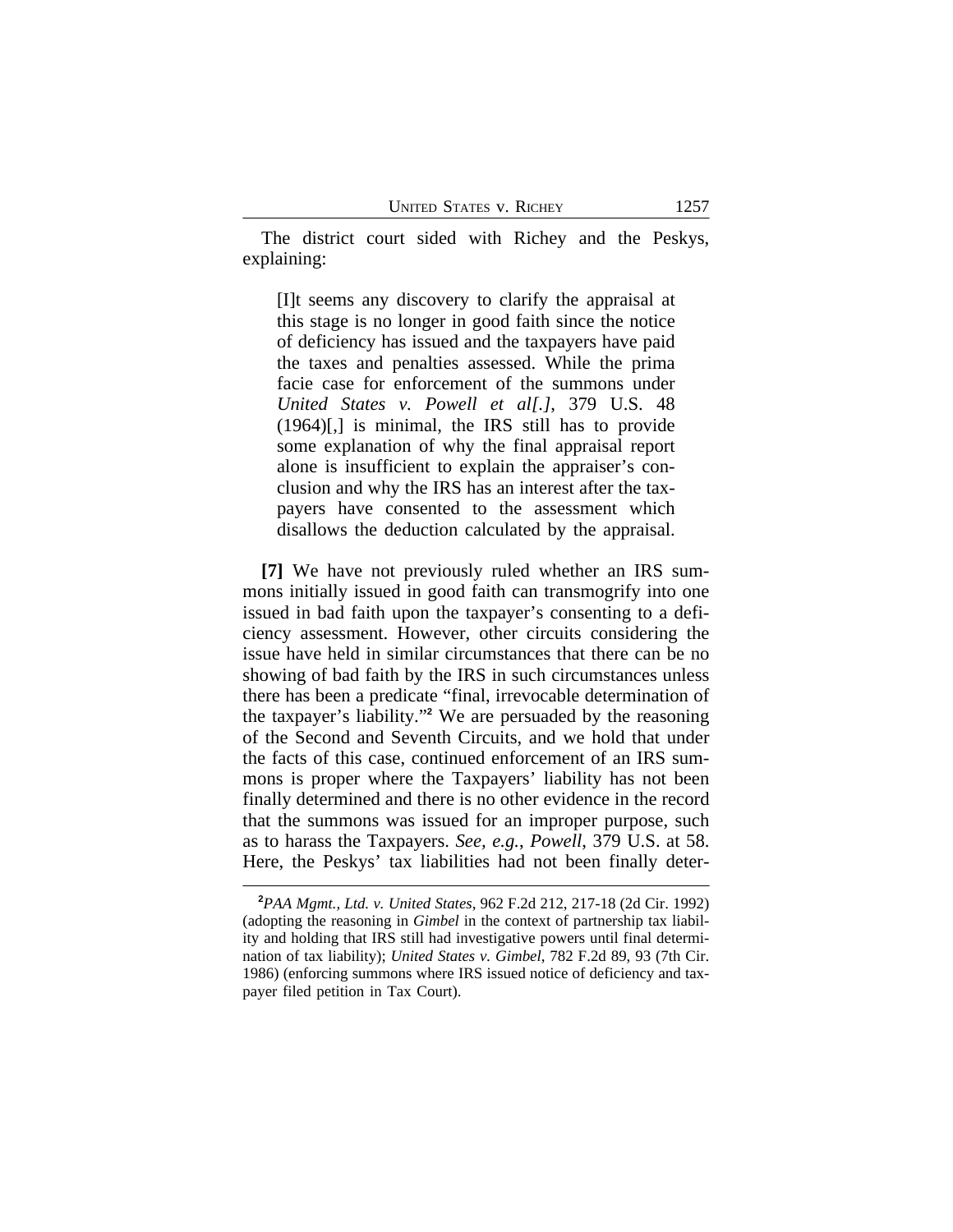The district court sided with Richey and the Peskys, explaining:

> [I]t seems any discovery to clarify the appraisal at this stage is no longer in good faith since the notice of deficiency has issued and the taxpayers have paid the taxes and penalties assessed. While the prima facie case for enforcement of the summons under *United States v. Powell et al[.]*, 379 U.S. 48 (1964)[,] is minimal, the IRS still has to provide some explanation of why the final appraisal report alone is insufficient to explain the appraiser's conclusion and why the IRS has an interest after the taxpayers have consented to the assessment which disallows the deduction calculated by the appraisal.

**[7]** We have not previously ruled whether an IRS summons initially issued in good faith can transmogrify into one issued in bad faith upon the taxpayer's consenting to a deficiency assessment. However, other circuits considering the issue have held in similar circumstances that there can be no showing of bad faith by the IRS in such circumstances unless there has been a predicate "final, irrevocable determination of the taxpayer's liability."[2] We are persuaded by the reasoning of the Second and Seventh Circuits, and we hold that under the facts of this case, continued enforcement of an IRS summons is proper where the Taxpayers' liability has not been finally determined and there is no other evidence in the record that the summons was issued for an improper purpose, such as to harass the Taxpayers. *See, e.g.*, *Powell*, 379 U.S. at 58. Here, the Peskys' tax liabilities had not been finally deter-

---

[2]*PAA Mgmt., Ltd. v. United States*, 962 F.2d 212, 217-18 (2d Cir. 1992) (adopting the reasoning in *Gimbel* in the context of partnership tax liability and holding that IRS still had investigative powers until final determination of tax liability); *United States v. Gimbel*, 782 F.2d 89, 93 (7th Cir. 1986) (enforcing summons where IRS issued notice of deficiency and taxpayer filed petition in Tax Court).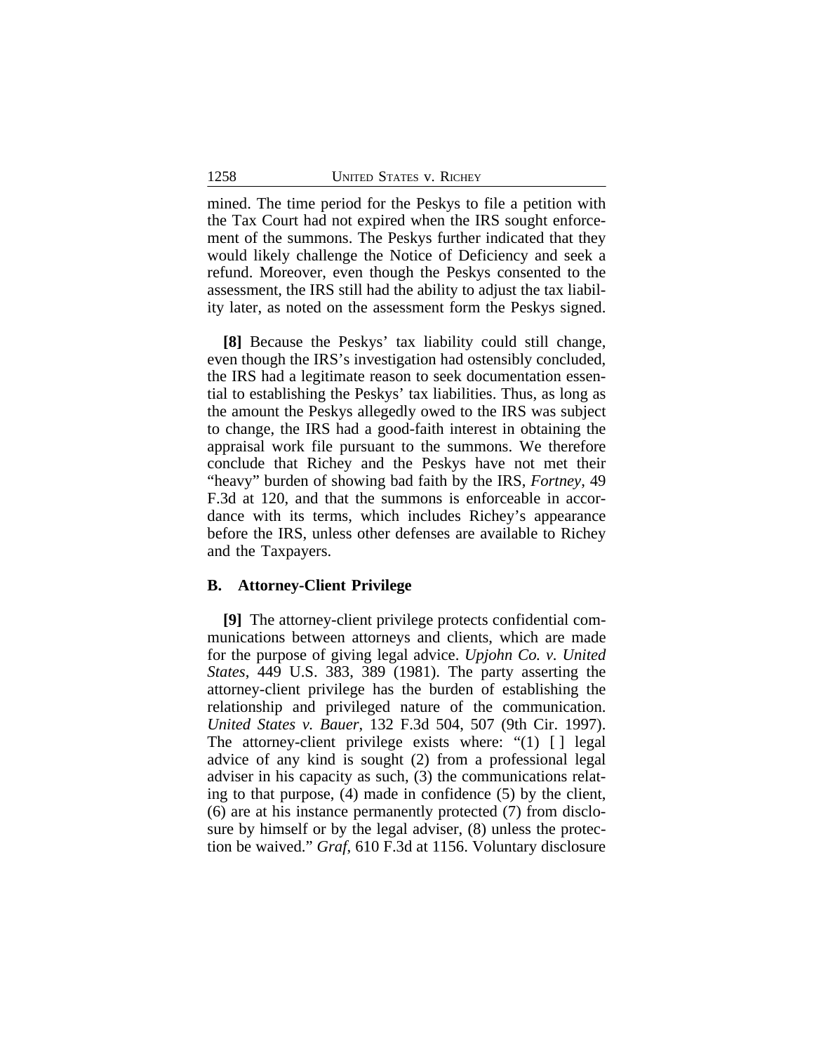mined. The time period for the Peskys to file a petition with the Tax Court had not expired when the IRS sought enforcement of the summons. The Peskys further indicated that they would likely challenge the Notice of Deficiency and seek a refund. Moreover, even though the Peskys consented to the assessment, the IRS still had the ability to adjust the tax liability later, as noted on the assessment form the Peskys signed.

**[8]** Because the Peskys' tax liability could still change, even though the IRS's investigation had ostensibly concluded, the IRS had a legitimate reason to seek documentation essential to establishing the Peskys' tax liabilities. Thus, as long as the amount the Peskys allegedly owed to the IRS was subject to change, the IRS had a good-faith interest in obtaining the appraisal work file pursuant to the summons. We therefore conclude that Richey and the Peskys have not met their "heavy" burden of showing bad faith by the IRS, *Fortney*, 49 F.3d at 120, and that the summons is enforceable in accordance with its terms, which includes Richey's appearance before the IRS, unless other defenses are available to Richey and the Taxpayers.

### B. Attorney-Client Privilege

**[9]** The attorney-client privilege protects confidential communications between attorneys and clients, which are made for the purpose of giving legal advice. *Upjohn Co. v. United States*, 449 U.S. 383, 389 (1981). The party asserting the attorney-client privilege has the burden of establishing the relationship and privileged nature of the communication. *United States v. Bauer*, 132 F.3d 504, 507 (9th Cir. 1997). The attorney-client privilege exists where: "(1) [ ] legal advice of any kind is sought (2) from a professional legal adviser in his capacity as such, (3) the communications relating to that purpose, (4) made in confidence (5) by the client, (6) are at his instance permanently protected (7) from disclosure by himself or by the legal adviser, (8) unless the protection be waived." *Graf*, 610 F.3d at 1156. Voluntary disclosure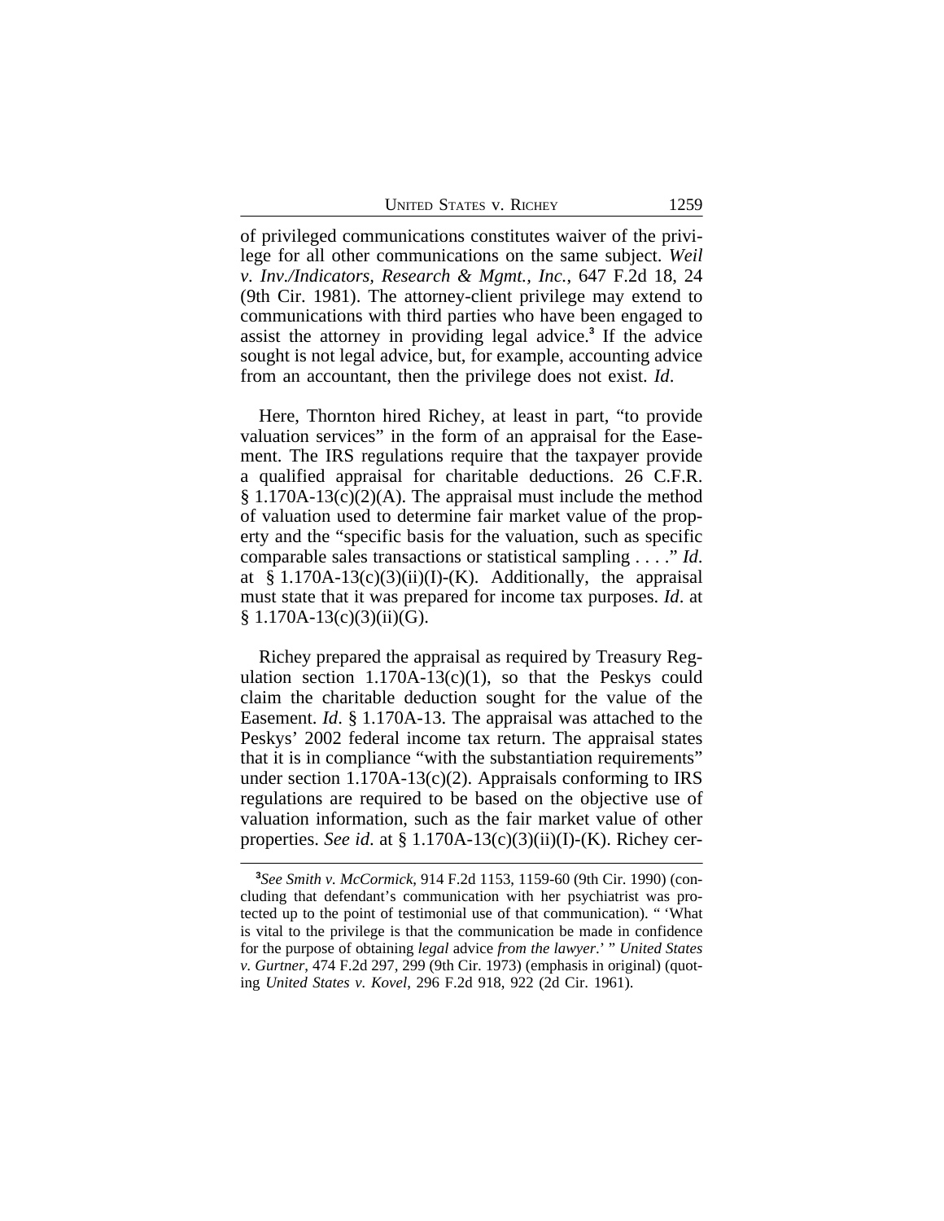of privileged communications constitutes waiver of the privilege for all other communications on the same subject. *Weil v. Inv./Indicators, Research & Mgmt., Inc.*, 647 F.2d 18, 24 (9th Cir. 1981). The attorney-client privilege may extend to communications with third parties who have been engaged to assist the attorney in providing legal advice.[3] If the advice sought is not legal advice, but, for example, accounting advice from an accountant, then the privilege does not exist. *Id*.

Here, Thornton hired Richey, at least in part, "to provide valuation services" in the form of an appraisal for the Easement. The IRS regulations require that the taxpayer provide a qualified appraisal for charitable deductions. 26 C.F.R. § 1.170A-13(c)(2)(A). The appraisal must include the method of valuation used to determine fair market value of the property and the "specific basis for the valuation, such as specific comparable sales transactions or statistical sampling . . . ." *Id*. at § 1.170A-13(c)(3)(ii)(I)-(K). Additionally, the appraisal must state that it was prepared for income tax purposes. *Id*. at § 1.170A-13(c)(3)(ii)(G).

Richey prepared the appraisal as required by Treasury Regulation section 1.170A-13(c)(1), so that the Peskys could claim the charitable deduction sought for the value of the Easement. *Id*. § 1.170A-13. The appraisal was attached to the Peskys' 2002 federal income tax return. The appraisal states that it is in compliance "with the substantiation requirements" under section 1.170A-13(c)(2). Appraisals conforming to IRS regulations are required to be based on the objective use of valuation information, such as the fair market value of other properties. *See id*. at § 1.170A-13(c)(3)(ii)(I)-(K). Richey cer-

---

[3]*See Smith v. McCormick*, 914 F.2d 1153, 1159-60 (9th Cir. 1990) (concluding that defendant's communication with her psychiatrist was protected up to the point of testimonial use of that communication). " 'What is vital to the privilege is that the communication be made in confidence for the purpose of obtaining *legal* advice *from the lawyer*.' " *United States v. Gurtner*, 474 F.2d 297, 299 (9th Cir. 1973) (emphasis in original) (quoting *United States v. Kovel*, 296 F.2d 918, 922 (2d Cir. 1961).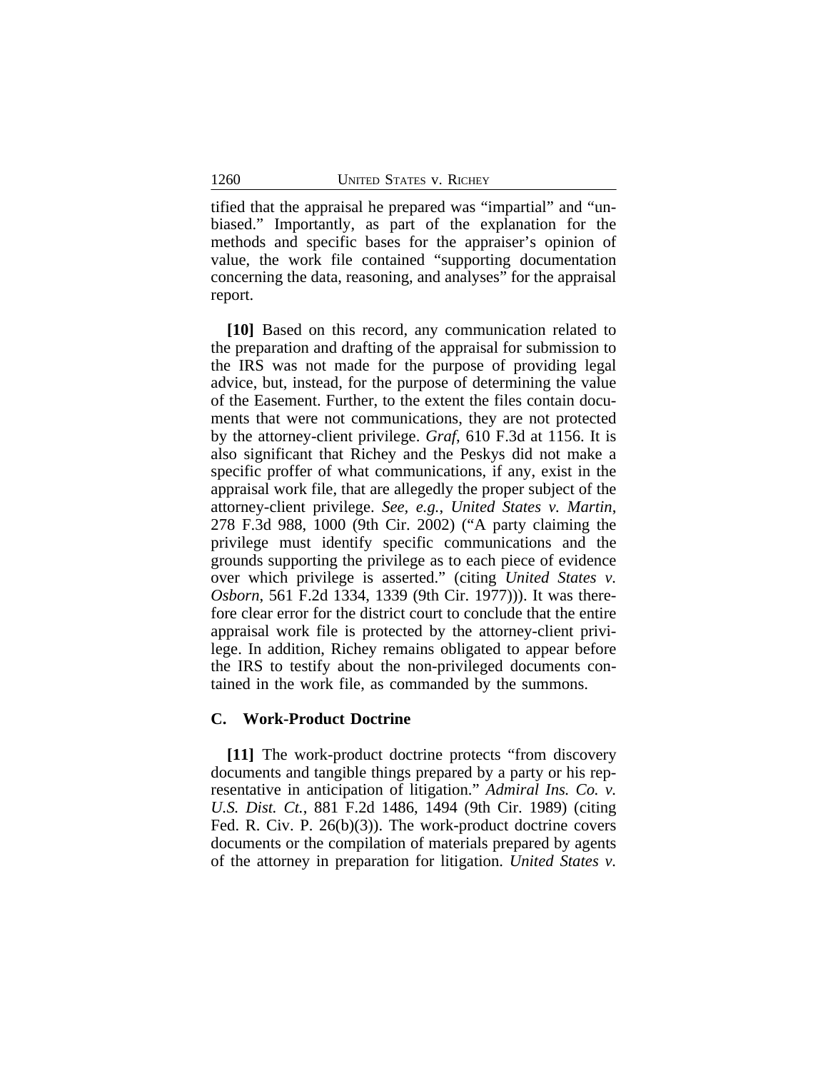tified that the appraisal he prepared was "impartial" and "unbiased." Importantly, as part of the explanation for the methods and specific bases for the appraiser's opinion of value, the work file contained "supporting documentation concerning the data, reasoning, and analyses" for the appraisal report.

**[10]** Based on this record, any communication related to the preparation and drafting of the appraisal for submission to the IRS was not made for the purpose of providing legal advice, but, instead, for the purpose of determining the value of the Easement. Further, to the extent the files contain documents that were not communications, they are not protected by the attorney-client privilege. *Graf*, 610 F.3d at 1156. It is also significant that Richey and the Peskys did not make a specific proffer of what communications, if any, exist in the appraisal work file, that are allegedly the proper subject of the attorney-client privilege. *See, e.g.*, *United States v. Martin*, 278 F.3d 988, 1000 (9th Cir. 2002) ("A party claiming the privilege must identify specific communications and the grounds supporting the privilege as to each piece of evidence over which privilege is asserted." (citing *United States v. Osborn*, 561 F.2d 1334, 1339 (9th Cir. 1977))). It was therefore clear error for the district court to conclude that the entire appraisal work file is protected by the attorney-client privilege. In addition, Richey remains obligated to appear before the IRS to testify about the non-privileged documents contained in the work file, as commanded by the summons.

### C. Work-Product Doctrine

**[11]** The work-product doctrine protects "from discovery documents and tangible things prepared by a party or his representative in anticipation of litigation." *Admiral Ins. Co. v. U.S. Dist. Ct.*, 881 F.2d 1486, 1494 (9th Cir. 1989) (citing Fed. R. Civ. P. 26(b)(3)). The work-product doctrine covers documents or the compilation of materials prepared by agents of the attorney in preparation for litigation. *United States v.*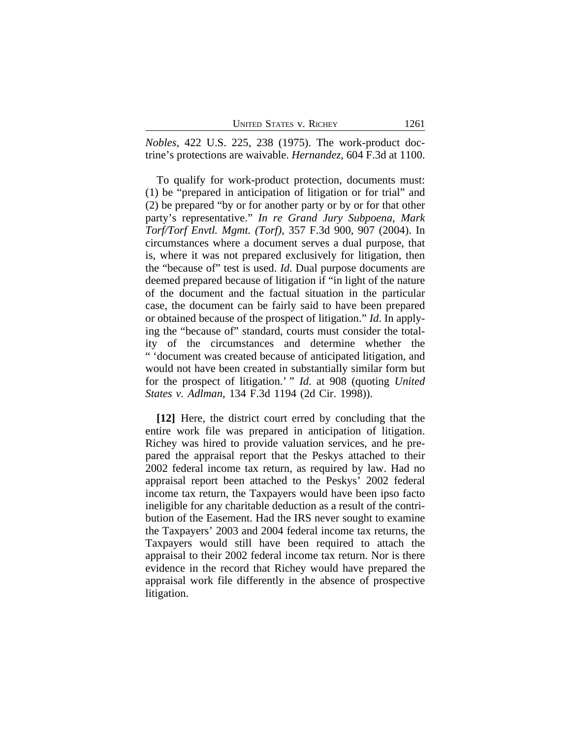*Nobles*, 422 U.S. 225, 238 (1975). The work-product doctrine's protections are waivable. *Hernandez*, 604 F.3d at 1100.

To qualify for work-product protection, documents must: (1) be "prepared in anticipation of litigation or for trial" and (2) be prepared "by or for another party or by or for that other party's representative." *In re Grand Jury Subpoena, Mark Torf/Torf Envtl. Mgmt. (Torf)*, 357 F.3d 900, 907 (2004). In circumstances where a document serves a dual purpose, that is, where it was not prepared exclusively for litigation, then the "because of" test is used. *Id*. Dual purpose documents are deemed prepared because of litigation if "in light of the nature of the document and the factual situation in the particular case, the document can be fairly said to have been prepared or obtained because of the prospect of litigation." *Id*. In applying the "because of" standard, courts must consider the totality of the circumstances and determine whether the " 'document was created because of anticipated litigation, and would not have been created in substantially similar form but for the prospect of litigation.' " *Id*. at 908 (quoting *United States v. Adlman*, 134 F.3d 1194 (2d Cir. 1998)).

**[12]** Here, the district court erred by concluding that the entire work file was prepared in anticipation of litigation. Richey was hired to provide valuation services, and he prepared the appraisal report that the Peskys attached to their 2002 federal income tax return, as required by law. Had no appraisal report been attached to the Peskys' 2002 federal income tax return, the Taxpayers would have been ipso facto ineligible for any charitable deduction as a result of the contribution of the Easement. Had the IRS never sought to examine the Taxpayers' 2003 and 2004 federal income tax returns, the Taxpayers would still have been required to attach the appraisal to their 2002 federal income tax return. Nor is there evidence in the record that Richey would have prepared the appraisal work file differently in the absence of prospective litigation.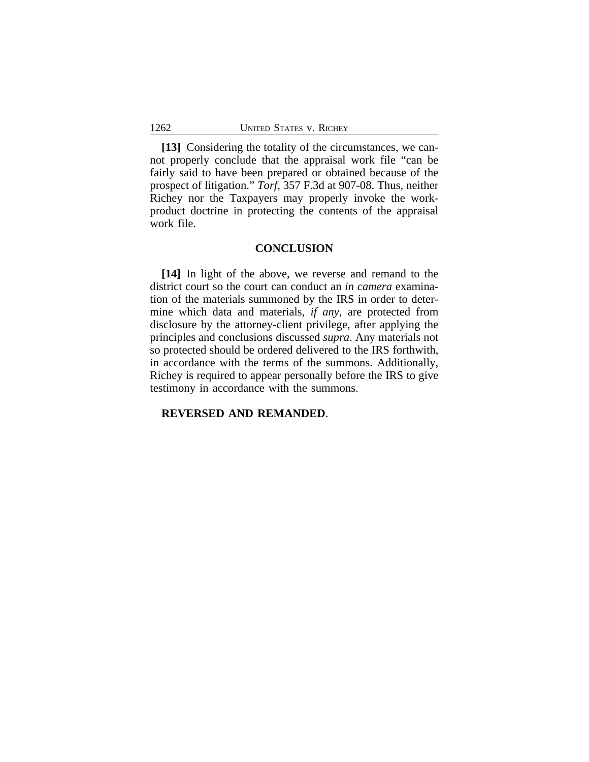**[13]** Considering the totality of the circumstances, we cannot properly conclude that the appraisal work file "can be fairly said to have been prepared or obtained because of the prospect of litigation." *Torf*, 357 F.3d at 907-08. Thus, neither Richey nor the Taxpayers may properly invoke the work-product doctrine in protecting the contents of the appraisal work file.

## CONCLUSION

**[14]** In light of the above, we reverse and remand to the district court so the court can conduct an *in camera* examination of the materials summoned by the IRS in order to determine which data and materials, *if any*, are protected from disclosure by the attorney-client privilege, after applying the principles and conclusions discussed *supra*. Any materials not so protected should be ordered delivered to the IRS forthwith, in accordance with the terms of the summons. Additionally, Richey is required to appear personally before the IRS to give testimony in accordance with the summons.

**REVERSED AND REMANDED**.